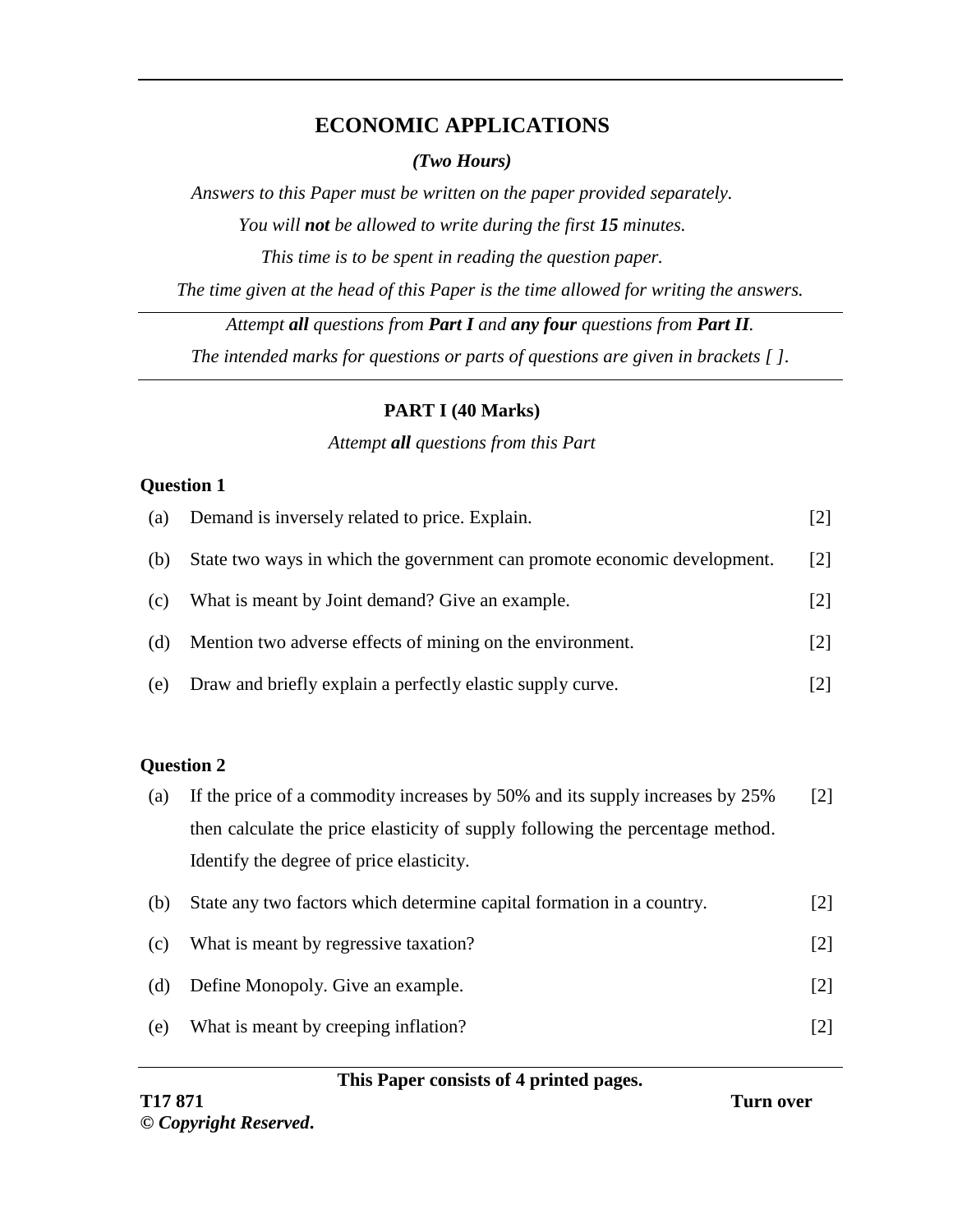# ECONOMIC APPLICATIONS

***(Two Hours)***

*Answers to this Paper must be written on the paper provided separately.*

*You will **not** be allowed to write during the first **15** minutes.*

*This time is to be spent in reading the question paper.*

*The time given at the head of this Paper is the time allowed for writing the answers.*

---

*Attempt **all** questions from **Part I** and **any four** questions from **Part II**.*

*The intended marks for questions or parts of questions are given in brackets [ ].*

---

## PART I (40 Marks)

*Attempt **all** questions from this Part*

### Question 1

(a) Demand is inversely related to price. Explain. [2]

(b) State two ways in which the government can promote economic development. [2]

(c) What is meant by Joint demand? Give an example. [2]

(d) Mention two adverse effects of mining on the environment. [2]

(e) Draw and briefly explain a perfectly elastic supply curve. [2]

### Question 2

(a) If the price of a commodity increases by 50% and its supply increases by 25% then calculate the price elasticity of supply following the percentage method. Identify the degree of price elasticity. [2]

(b) State any two factors which determine capital formation in a country. [2]

(c) What is meant by regressive taxation? [2]

(d) Define Monopoly. Give an example. [2]

(e) What is meant by creeping inflation? [2]

---

**This Paper consists of 4 printed pages.**

**T17 871** **Turn over**

***© Copyright Reserved*.**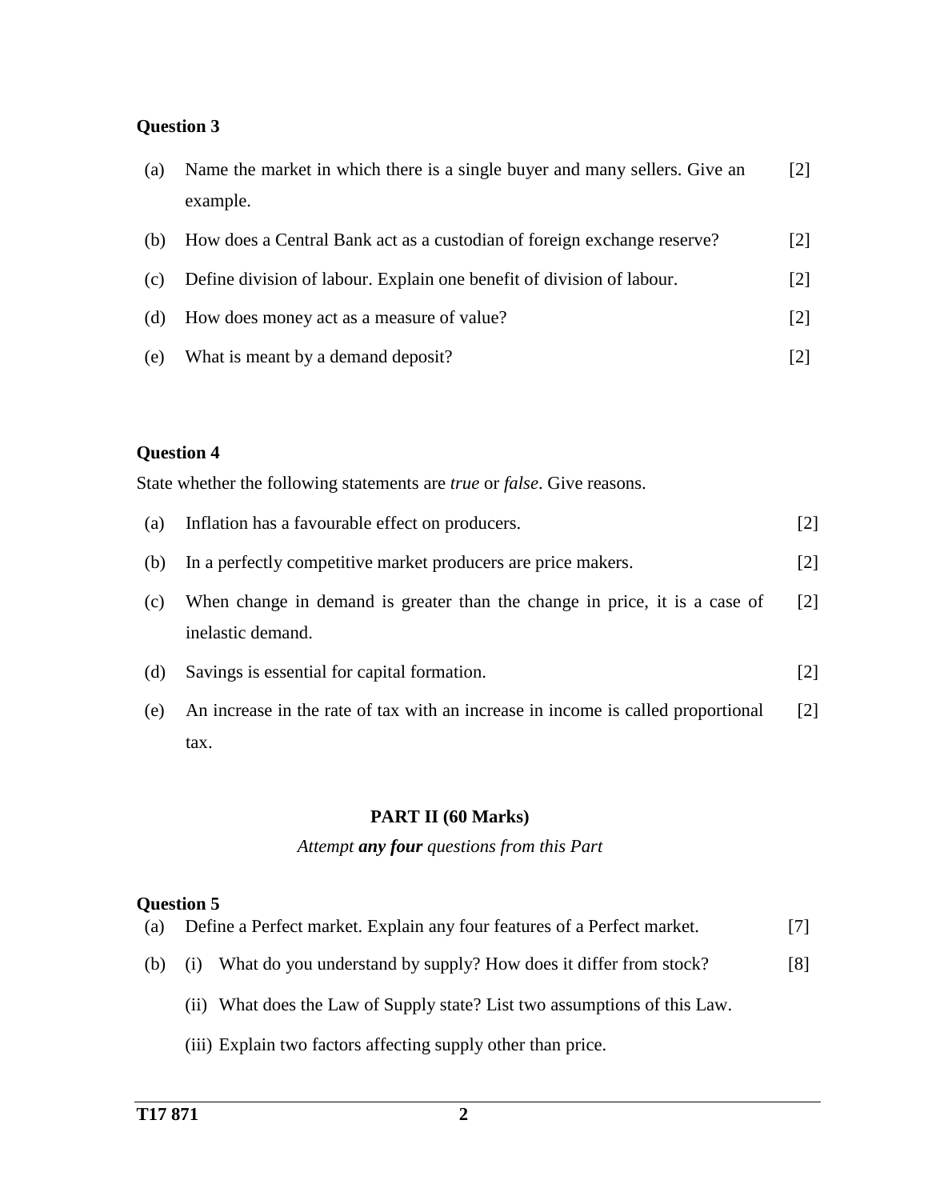**Question 3**

(a) Name the market in which there is a single buyer and many sellers. Give an example. [2]

(b) How does a Central Bank act as a custodian of foreign exchange reserve? [2]

(c) Define division of labour. Explain one benefit of division of labour. [2]

(d) How does money act as a measure of value? [2]

(e) What is meant by a demand deposit? [2]

**Question 4**

State whether the following statements are *true* or *false*. Give reasons.

(a) Inflation has a favourable effect on producers. [2]

(b) In a perfectly competitive market producers are price makers. [2]

(c) When change in demand is greater than the change in price, it is a case of inelastic demand. [2]

(d) Savings is essential for capital formation. [2]

(e) An increase in the rate of tax with an increase in income is called proportional tax. [2]

## PART II (60 Marks)

*Attempt **any four** questions from this Part*

**Question 5**

(a) Define a Perfect market. Explain any four features of a Perfect market. [7]

(b) (i) What do you understand by supply? How does it differ from stock? [8]

(ii) What does the Law of Supply state? List two assumptions of this Law.

(iii) Explain two factors affecting supply other than price.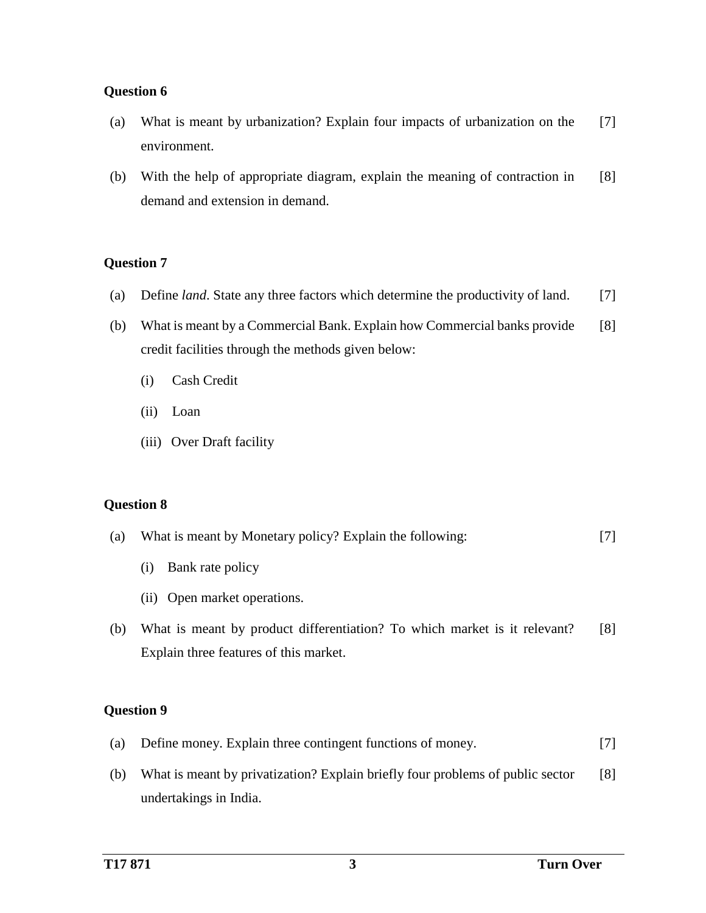**Question 6**

(a) What is meant by urbanization? Explain four impacts of urbanization on the environment. [7]

(b) With the help of appropriate diagram, explain the meaning of contraction in demand and extension in demand. [8]

**Question 7**

(a) Define *land*. State any three factors which determine the productivity of land. [7]

(b) What is meant by a Commercial Bank. Explain how Commercial banks provide credit facilities through the methods given below: [8]

- (i) Cash Credit
- (ii) Loan
- (iii) Over Draft facility

**Question 8**

(a) What is meant by Monetary policy? Explain the following: [7]

- (i) Bank rate policy
- (ii) Open market operations.

(b) What is meant by product differentiation? To which market is it relevant? Explain three features of this market. [8]

**Question 9**

(a) Define money. Explain three contingent functions of money. [7]

(b) What is meant by privatization? Explain briefly four problems of public sector undertakings in India. [8]

T17 871

Turn Over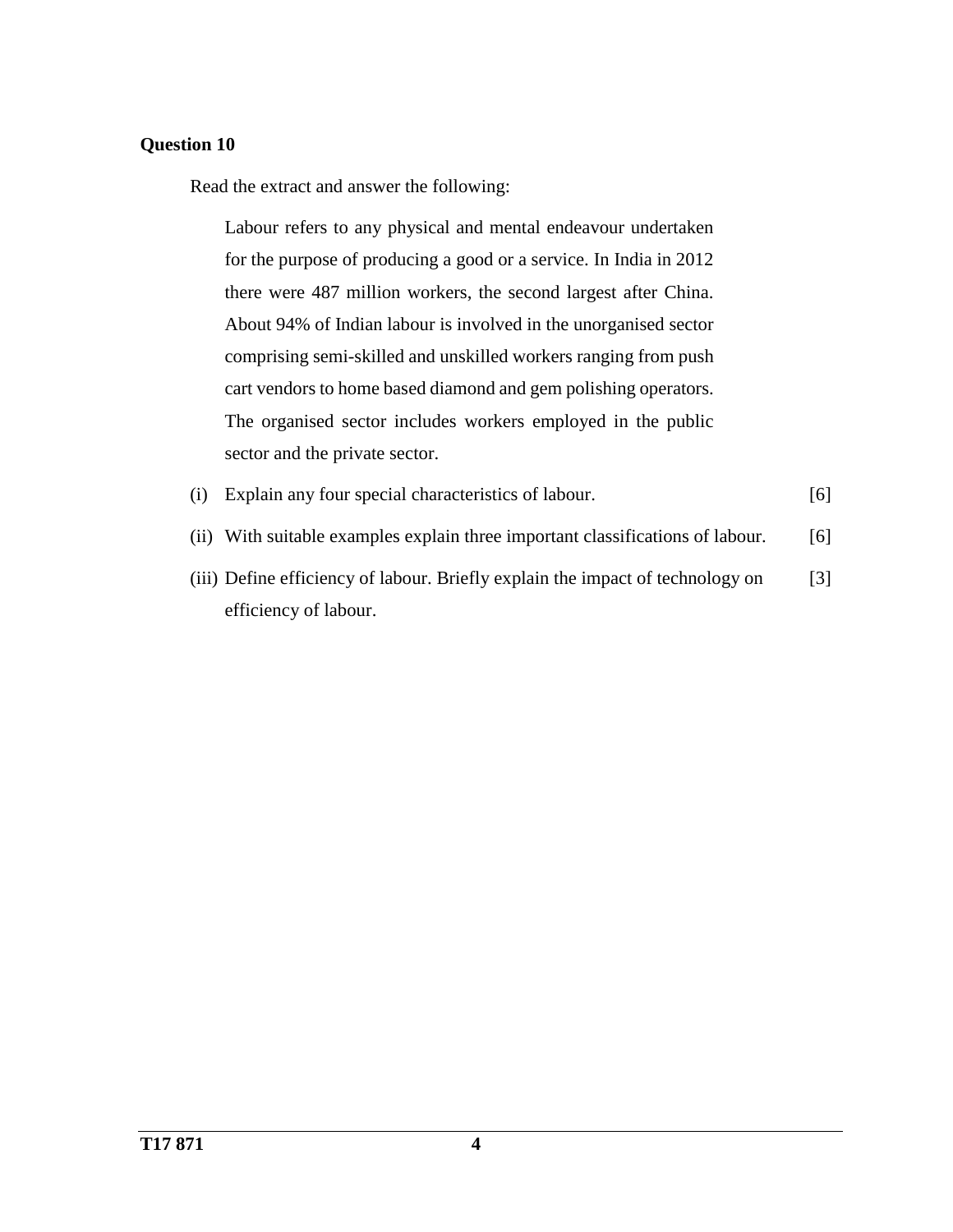**Question 10**

Read the extract and answer the following:

> Labour refers to any physical and mental endeavour undertaken for the purpose of producing a good or a service. In India in 2012 there were 487 million workers, the second largest after China. About 94% of Indian labour is involved in the unorganised sector comprising semi-skilled and unskilled workers ranging from push cart vendors to home based diamond and gem polishing operators. The organised sector includes workers employed in the public sector and the private sector.

(i) Explain any four special characteristics of labour. [6]

(ii) With suitable examples explain three important classifications of labour. [6]

(iii) Define efficiency of labour. Briefly explain the impact of technology on efficiency of labour. [3]